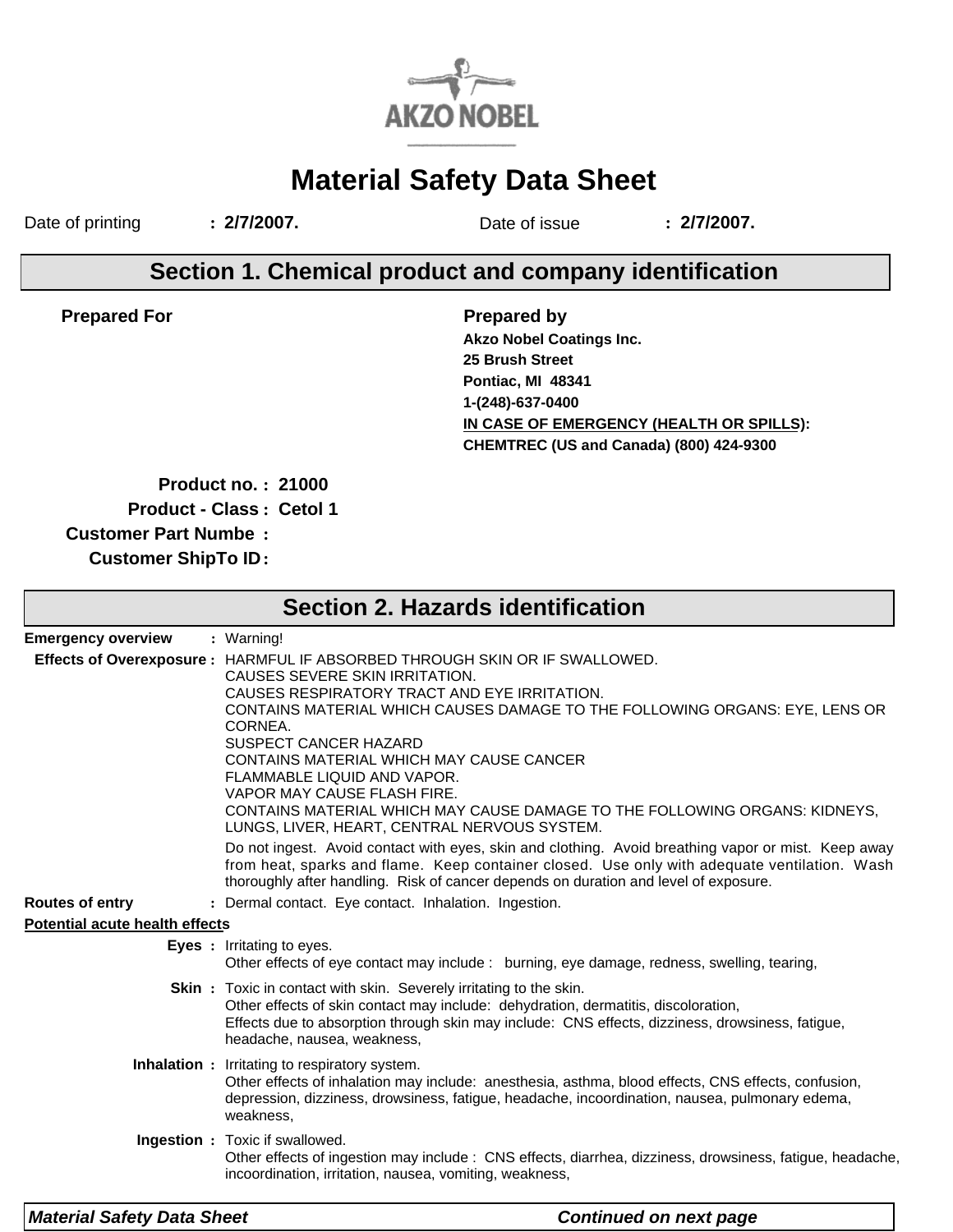AKZO NOBEL

# Material Safety Data Sheet

Date of printing : **2/7/2007.**    Date of issue : **2/7/2007.**

## Section 1. Chemical product and company identification

**Prepared For**

**Prepared by**
**Akzo Nobel Coatings Inc.**
**25 Brush Street**
**Pontiac, MI 48341**
**1-(248)-637-0400**
**IN CASE OF EMERGENCY (HEALTH OR SPILLS):**
**CHEMTREC (US and Canada) (800) 424-9300**

**Product no. :** **21000**
**Product - Class :** **Cetol 1**
**Customer Part Numbe :**
**Customer ShipTo ID :**

## Section 2. Hazards identification

**Emergency overview** : Warning!

**Effects of Overexposure :** HARMFUL IF ABSORBED THROUGH SKIN OR IF SWALLOWED.
CAUSES SEVERE SKIN IRRITATION.
CAUSES RESPIRATORY TRACT AND EYE IRRITATION.
CONTAINS MATERIAL WHICH CAUSES DAMAGE TO THE FOLLOWING ORGANS: EYE, LENS OR CORNEA.
SUSPECT CANCER HAZARD
CONTAINS MATERIAL WHICH MAY CAUSE CANCER
FLAMMABLE LIQUID AND VAPOR.
VAPOR MAY CAUSE FLASH FIRE.
CONTAINS MATERIAL WHICH MAY CAUSE DAMAGE TO THE FOLLOWING ORGANS: KIDNEYS, LUNGS, LIVER, HEART, CENTRAL NERVOUS SYSTEM.

Do not ingest. Avoid contact with eyes, skin and clothing. Avoid breathing vapor or mist. Keep away from heat, sparks and flame. Keep container closed. Use only with adequate ventilation. Wash thoroughly after handling. Risk of cancer depends on duration and level of exposure.

**Routes of entry** : Dermal contact. Eye contact. Inhalation. Ingestion.

**Potential acute health effects**

**Eyes :** Irritating to eyes.
Other effects of eye contact may include : burning, eye damage, redness, swelling, tearing,

**Skin :** Toxic in contact with skin. Severely irritating to the skin.
Other effects of skin contact may include: dehydration, dermatitis, discoloration,
Effects due to absorption through skin may include: CNS effects, dizziness, drowsiness, fatigue, headache, nausea, weakness,

**Inhalation :** Irritating to respiratory system.
Other effects of inhalation may include: anesthesia, asthma, blood effects, CNS effects, confusion, depression, dizziness, drowsiness, fatigue, headache, incoordination, nausea, pulmonary edema, weakness,

**Ingestion :** Toxic if swallowed.
Other effects of ingestion may include : CNS effects, diarrhea, dizziness, drowsiness, fatigue, headache, incoordination, irritation, nausea, vomiting, weakness,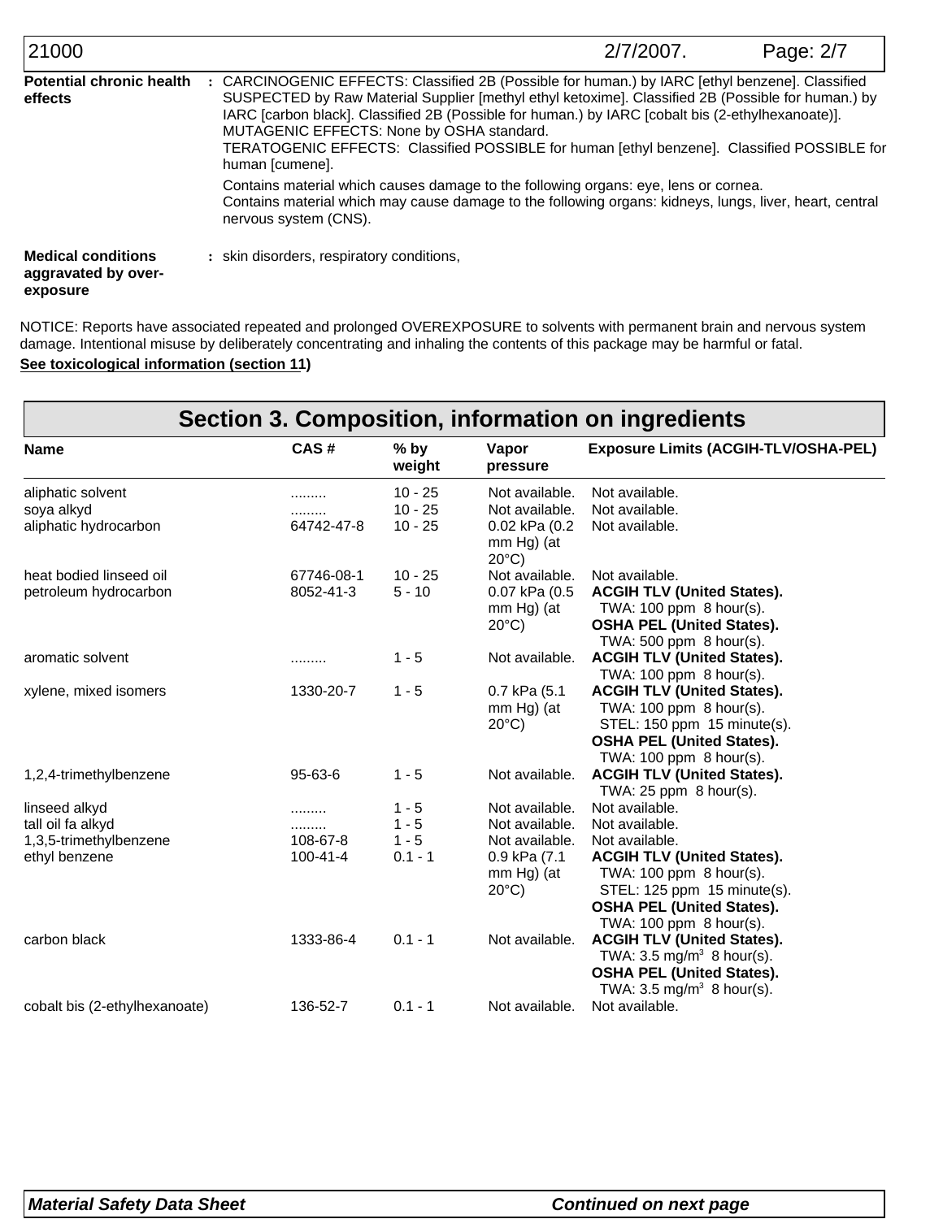**Potential chronic health effects** : CARCINOGENIC EFFECTS: Classified 2B (Possible for human.) by IARC [ethyl benzene]. Classified SUSPECTED by Raw Material Supplier [methyl ethyl ketoxime]. Classified 2B (Possible for human.) by IARC [carbon black]. Classified 2B (Possible for human.) by IARC [cobalt bis (2-ethylhexanoate)].
MUTAGENIC EFFECTS: None by OSHA standard.
TERATOGENIC EFFECTS: Classified POSSIBLE for human [ethyl benzene]. Classified POSSIBLE for human [cumene].

Contains material which causes damage to the following organs: eye, lens or cornea.
Contains material which may cause damage to the following organs: kidneys, lungs, liver, heart, central nervous system (CNS).

**Medical conditions aggravated by over-exposure** : skin disorders, respiratory conditions,

NOTICE: Reports have associated repeated and prolonged OVEREXPOSURE to solvents with permanent brain and nervous system damage. Intentional misuse by deliberately concentrating and inhaling the contents of this package may be harmful or fatal.

**See toxicological information (section 11)**

## Section 3. Composition, information on ingredients

| Name | CAS # | % by weight | Vapor pressure | Exposure Limits (ACGIH-TLV/OSHA-PEL) |
|---|---|---|---|---|
| aliphatic solvent | ......... | 10 - 25 | Not available. | Not available. |
| soya alkyd | ......... | 10 - 25 | Not available. | Not available. |
| aliphatic hydrocarbon | 64742-47-8 | 10 - 25 | 0.02 kPa (0.2 mm Hg) (at 20°C) | Not available. |
| heat bodied linseed oil | 67746-08-1 | 10 - 25 | Not available. | Not available. |
| petroleum hydrocarbon | 8052-41-3 | 5 - 10 | 0.07 kPa (0.5 mm Hg) (at 20°C) | **ACGIH TLV (United States).** TWA: 100 ppm 8 hour(s). **OSHA PEL (United States).** TWA: 500 ppm 8 hour(s). |
| aromatic solvent | ......... | 1 - 5 | Not available. | **ACGIH TLV (United States).** TWA: 100 ppm 8 hour(s). |
| xylene, mixed isomers | 1330-20-7 | 1 - 5 | 0.7 kPa (5.1 mm Hg) (at 20°C) | **ACGIH TLV (United States).** TWA: 100 ppm 8 hour(s). STEL: 150 ppm 15 minute(s). **OSHA PEL (United States).** TWA: 100 ppm 8 hour(s). |
| 1,2,4-trimethylbenzene | 95-63-6 | 1 - 5 | Not available. | **ACGIH TLV (United States).** TWA: 25 ppm 8 hour(s). |
| linseed alkyd | ......... | 1 - 5 | Not available. | Not available. |
| tall oil fa alkyd | ......... | 1 - 5 | Not available. | Not available. |
| 1,3,5-trimethylbenzene | 108-67-8 | 1 - 5 | Not available. | Not available. |
| ethyl benzene | 100-41-4 | 0.1 - 1 | 0.9 kPa (7.1 mm Hg) (at 20°C) | **ACGIH TLV (United States).** TWA: 100 ppm 8 hour(s). STEL: 125 ppm 15 minute(s). **OSHA PEL (United States).** TWA: 100 ppm 8 hour(s). |
| carbon black | 1333-86-4 | 0.1 - 1 | Not available. | **ACGIH TLV (United States).** TWA: 3.5 $mg/m^3$ 8 hour(s). **OSHA PEL (United States).** TWA: 3.5 $mg/m^3$ 8 hour(s). |
| cobalt bis (2-ethylhexanoate) | 136-52-7 | 0.1 - 1 | Not available. | Not available. |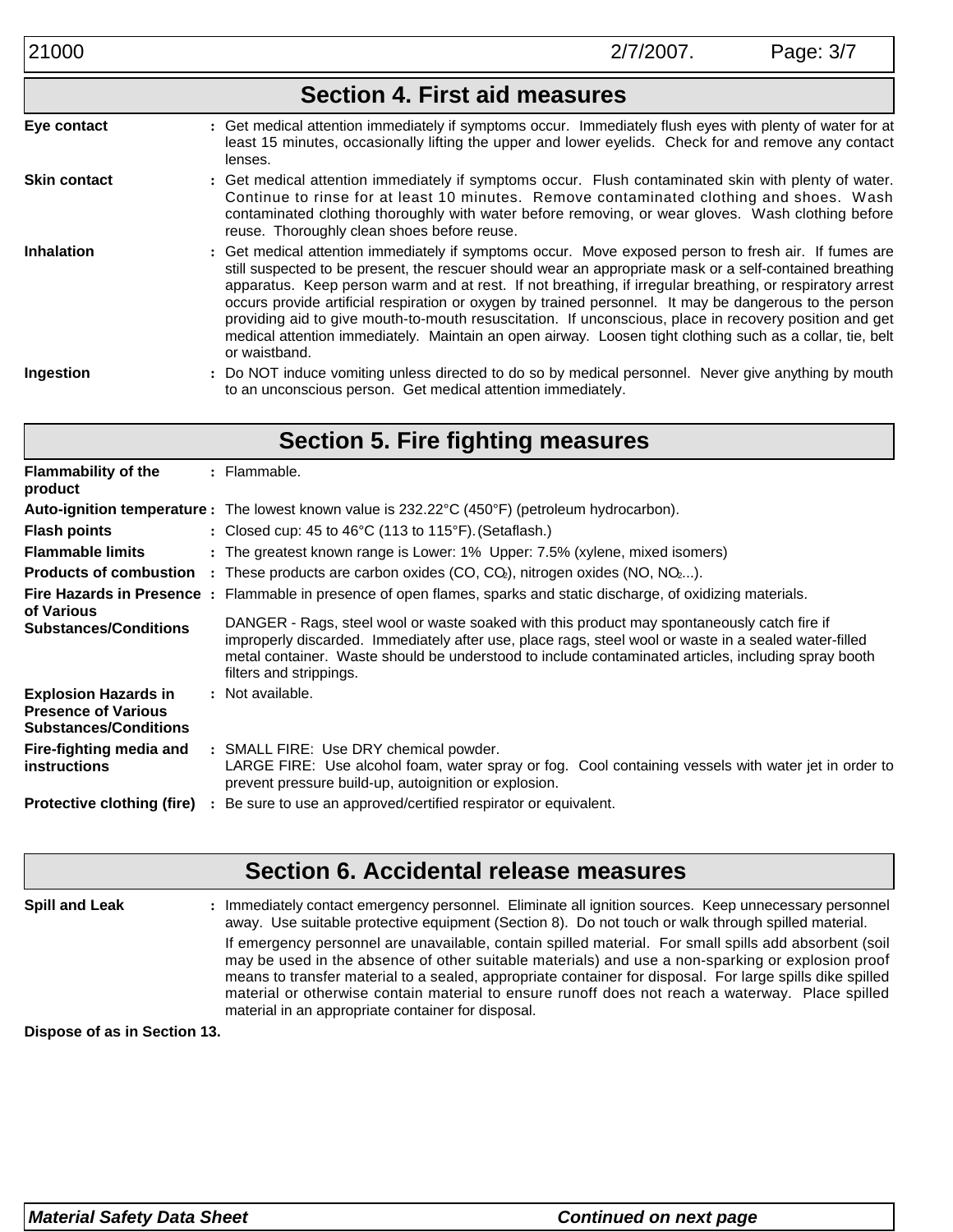## Section 4. First aid measures

**Eye contact** : Get medical attention immediately if symptoms occur. Immediately flush eyes with plenty of water for at least 15 minutes, occasionally lifting the upper and lower eyelids. Check for and remove any contact lenses.

**Skin contact** : Get medical attention immediately if symptoms occur. Flush contaminated skin with plenty of water. Continue to rinse for at least 10 minutes. Remove contaminated clothing and shoes. Wash contaminated clothing thoroughly with water before removing, or wear gloves. Wash clothing before reuse. Thoroughly clean shoes before reuse.

**Inhalation** : Get medical attention immediately if symptoms occur. Move exposed person to fresh air. If fumes are still suspected to be present, the rescuer should wear an appropriate mask or a self-contained breathing apparatus. Keep person warm and at rest. If not breathing, if irregular breathing, or respiratory arrest occurs provide artificial respiration or oxygen by trained personnel. It may be dangerous to the person providing aid to give mouth-to-mouth resuscitation. If unconscious, place in recovery position and get medical attention immediately. Maintain an open airway. Loosen tight clothing such as a collar, tie, belt or waistband.

**Ingestion** : Do NOT induce vomiting unless directed to do so by medical personnel. Never give anything by mouth to an unconscious person. Get medical attention immediately.

## Section 5. Fire fighting measures

**Flammability of the product** : Flammable.

**Auto-ignition temperature** : The lowest known value is 232.22°C (450°F) (petroleum hydrocarbon).

**Flash points** : Closed cup: 45 to 46°C (113 to 115°F). (Setaflash.)

**Flammable limits** : The greatest known range is Lower: 1% Upper: 7.5% (xylene, mixed isomers)

**Products of combustion** : These products are carbon oxides (CO, $CO_2$), nitrogen oxides (NO, $NO_2$...).

**Fire Hazards in Presence of Various Substances/Conditions** : Flammable in presence of open flames, sparks and static discharge, of oxidizing materials.

DANGER - Rags, steel wool or waste soaked with this product may spontaneously catch fire if improperly discarded. Immediately after use, place rags, steel wool or waste in a sealed water-filled metal container. Waste should be understood to include contaminated articles, including spray booth filters and strippings.

**Explosion Hazards in Presence of Various Substances/Conditions** : Not available.

**Fire-fighting media and instructions** : SMALL FIRE: Use DRY chemical powder.
LARGE FIRE: Use alcohol foam, water spray or fog. Cool containing vessels with water jet in order to prevent pressure build-up, autoignition or explosion.

**Protective clothing (fire)** : Be sure to use an approved/certified respirator or equivalent.

## Section 6. Accidental release measures

**Spill and Leak** : Immediately contact emergency personnel. Eliminate all ignition sources. Keep unnecessary personnel away. Use suitable protective equipment (Section 8). Do not touch or walk through spilled material.

If emergency personnel are unavailable, contain spilled material. For small spills add absorbent (soil may be used in the absence of other suitable materials) and use a non-sparking or explosion proof means to transfer material to a sealed, appropriate container for disposal. For large spills dike spilled material or otherwise contain material to ensure runoff does not reach a waterway. Place spilled material in an appropriate container for disposal.

**Dispose of as in Section 13.**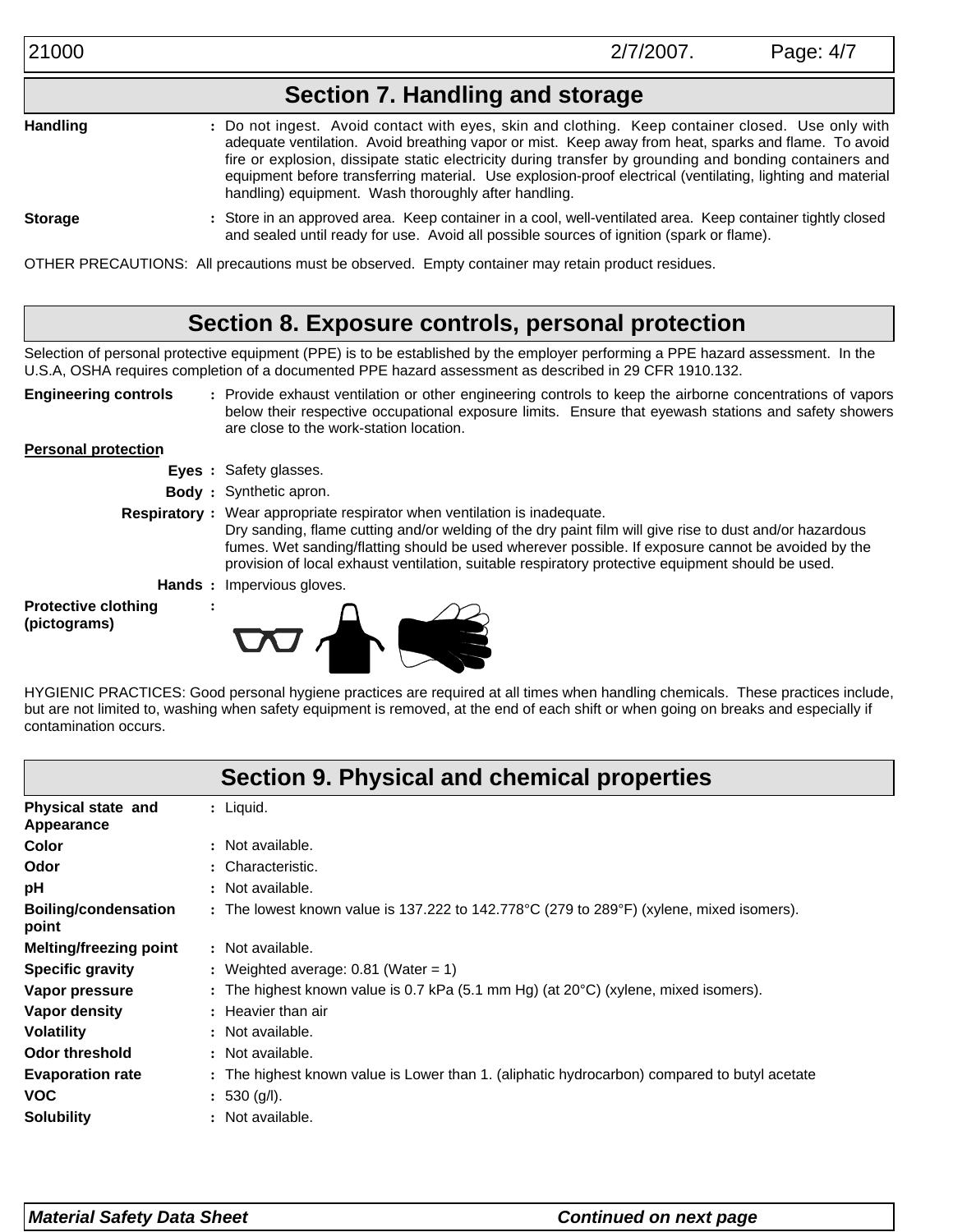## Section 7. Handling and storage

**Handling** : Do not ingest. Avoid contact with eyes, skin and clothing. Keep container closed. Use only with adequate ventilation. Avoid breathing vapor or mist. Keep away from heat, sparks and flame. To avoid fire or explosion, dissipate static electricity during transfer by grounding and bonding containers and equipment before transferring material. Use explosion-proof electrical (ventilating, lighting and material handling) equipment. Wash thoroughly after handling.

**Storage** : Store in an approved area. Keep container in a cool, well-ventilated area. Keep container tightly closed and sealed until ready for use. Avoid all possible sources of ignition (spark or flame).

OTHER PRECAUTIONS: All precautions must be observed. Empty container may retain product residues.

## Section 8. Exposure controls, personal protection

Selection of personal protective equipment (PPE) is to be established by the employer performing a PPE hazard assessment. In the U.S.A, OSHA requires completion of a documented PPE hazard assessment as described in 29 CFR 1910.132.

**Engineering controls** : Provide exhaust ventilation or other engineering controls to keep the airborne concentrations of vapors below their respective occupational exposure limits. Ensure that eyewash stations and safety showers are close to the work-station location.

**Personal protection**

**Eyes** : Safety glasses.

**Body** : Synthetic apron.

**Respiratory** : Wear appropriate respirator when ventilation is inadequate.
Dry sanding, flame cutting and/or welding of the dry paint film will give rise to dust and/or hazardous fumes. Wet sanding/flatting should be used wherever possible. If exposure cannot be avoided by the provision of local exhaust ventilation, suitable respiratory protective equipment should be used.

**Hands** : Impervious gloves.

**Protective clothing (pictograms)** :

HYGIENIC PRACTICES: Good personal hygiene practices are required at all times when handling chemicals. These practices include, but are not limited to, washing when safety equipment is removed, at the end of each shift or when going on breaks and especially if contamination occurs.

## Section 9. Physical and chemical properties

**Physical state and Appearance** : Liquid.

**Color** : Not available.

**Odor** : Characteristic.

**pH** : Not available.

**Boiling/condensation point** : The lowest known value is 137.222 to 142.778°C (279 to 289°F) (xylene, mixed isomers).

**Melting/freezing point** : Not available.

**Specific gravity** : Weighted average: 0.81 (Water = 1)

**Vapor pressure** : The highest known value is 0.7 kPa (5.1 mm Hg) (at 20°C) (xylene, mixed isomers).

**Vapor density** : Heavier than air

**Volatility** : Not available.

**Odor threshold** : Not available.

**Evaporation rate** : The highest known value is Lower than 1. (aliphatic hydrocarbon) compared to butyl acetate

**VOC** : 530 (g/l).

**Solubility** : Not available.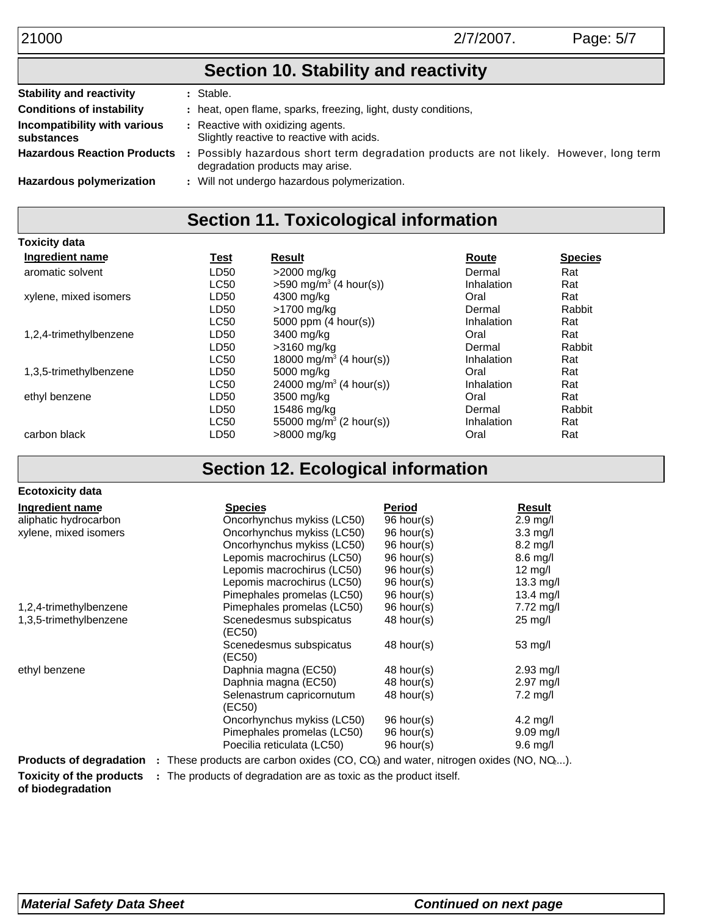## Section 10. Stability and reactivity

**Stability and reactivity** : Stable.

**Conditions of instability** : heat, open flame, sparks, freezing, light, dusty conditions,

**Incompatibility with various substances** : Reactive with oxidizing agents. Slightly reactive to reactive with acids.

**Hazardous Reaction Products** : Possibly hazardous short term degradation products are not likely. However, long term degradation products may arise.

**Hazardous polymerization** : Will not undergo hazardous polymerization.

## Section 11. Toxicological information

**Toxicity data**

| Ingredient name | Test | Result | Route | Species |
|---|---|---|---|---|
| aromatic solvent | LD50 | >2000 mg/kg | Dermal | Rat |
| | LC50 | >590 mg/$m^3$ (4 hour(s)) | Inhalation | Rat |
| xylene, mixed isomers | LD50 | 4300 mg/kg | Oral | Rat |
| | LD50 | >1700 mg/kg | Dermal | Rabbit |
| | LC50 | 5000 ppm (4 hour(s)) | Inhalation | Rat |
| 1,2,4-trimethylbenzene | LD50 | 3400 mg/kg | Oral | Rat |
| | LD50 | >3160 mg/kg | Dermal | Rabbit |
| | LC50 | 18000 mg/$m^3$ (4 hour(s)) | Inhalation | Rat |
| 1,3,5-trimethylbenzene | LD50 | 5000 mg/kg | Oral | Rat |
| | LC50 | 24000 mg/$m^3$ (4 hour(s)) | Inhalation | Rat |
| ethyl benzene | LD50 | 3500 mg/kg | Oral | Rat |
| | LD50 | 15486 mg/kg | Dermal | Rabbit |
| | LC50 | 55000 mg/$m^3$ (2 hour(s)) | Inhalation | Rat |
| carbon black | LD50 | >8000 mg/kg | Oral | Rat |

## Section 12. Ecological information

**Ecotoxicity data**

| Ingredient name | Species | Period | Result |
|---|---|---|---|
| aliphatic hydrocarbon | Oncorhynchus mykiss (LC50) | 96 hour(s) | 2.9 mg/l |
| xylene, mixed isomers | Oncorhynchus mykiss (LC50) | 96 hour(s) | 3.3 mg/l |
| | Oncorhynchus mykiss (LC50) | 96 hour(s) | 8.2 mg/l |
| | Lepomis macrochirus (LC50) | 96 hour(s) | 8.6 mg/l |
| | Lepomis macrochirus (LC50) | 96 hour(s) | 12 mg/l |
| | Lepomis macrochirus (LC50) | 96 hour(s) | 13.3 mg/l |
| | Pimephales promelas (LC50) | 96 hour(s) | 13.4 mg/l |
| 1,2,4-trimethylbenzene | Pimephales promelas (LC50) | 96 hour(s) | 7.72 mg/l |
| 1,3,5-trimethylbenzene | Scenedesmus subspicatus (EC50) | 48 hour(s) | 25 mg/l |
| | Scenedesmus subspicatus (EC50) | 48 hour(s) | 53 mg/l |
| ethyl benzene | Daphnia magna (EC50) | 48 hour(s) | 2.93 mg/l |
| | Daphnia magna (EC50) | 48 hour(s) | 2.97 mg/l |
| | Selenastrum capricornutum (EC50) | 48 hour(s) | 7.2 mg/l |
| | Oncorhynchus mykiss (LC50) | 96 hour(s) | 4.2 mg/l |
| | Pimephales promelas (LC50) | 96 hour(s) | 9.09 mg/l |
| | Poecilia reticulata (LC50) | 96 hour(s) | 9.6 mg/l |

**Products of degradation** : These products are carbon oxides (CO, $CO_2$) and water, nitrogen oxides (NO, $NO_2$...).

**Toxicity of the products of biodegradation** : The products of degradation are as toxic as the product itself.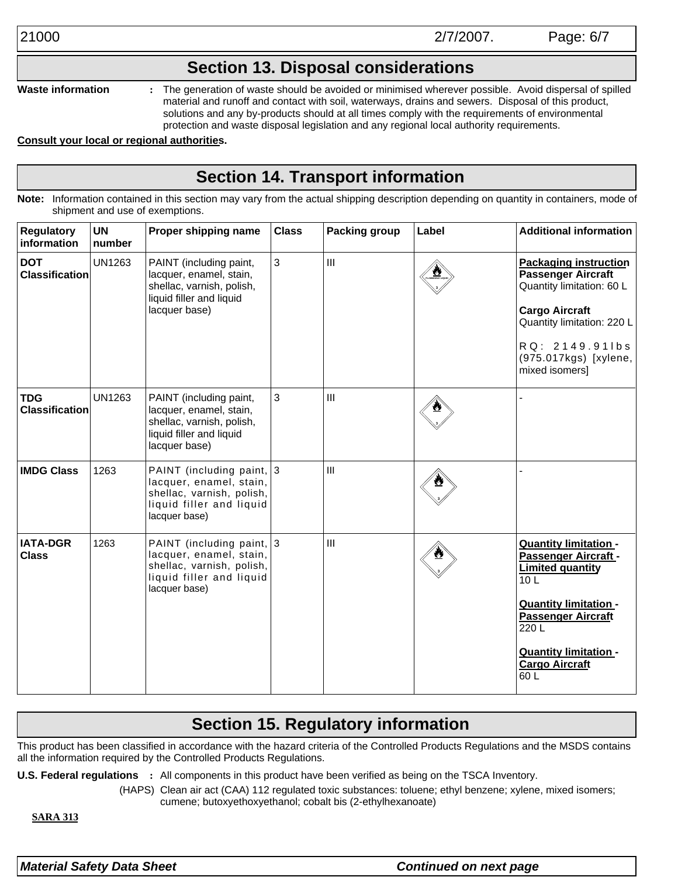## Section 13. Disposal considerations

**Waste information** : The generation of waste should be avoided or minimised wherever possible. Avoid dispersal of spilled material and runoff and contact with soil, waterways, drains and sewers. Disposal of this product, solutions and any by-products should at all times comply with the requirements of environmental protection and waste disposal legislation and any regional local authority requirements.

**Consult your local or regional authorities.**

## Section 14. Transport information

**Note:** Information contained in this section may vary from the actual shipping description depending on quantity in containers, mode of shipment and use of exemptions.

| Regulatory information | UN number | Proper shipping name | Class | Packing group | Label | Additional information |
|---|---|---|---|---|---|---|
| **DOT Classification** | UN1263 | PAINT (including paint, lacquer, enamel, stain, shellac, varnish, polish, liquid filler and liquid lacquer base) | 3 | III | FLAMMABLE LIQUID 3 | **Packaging instruction** **Passenger Aircraft** Quantity limitation: 60 L **Cargo Aircraft** Quantity limitation: 220 L RQ: 2149.91lbs (975.017kgs) [xylene, mixed isomers] |
| **TDG Classification** | UN1263 | PAINT (including paint, lacquer, enamel, stain, shellac, varnish, polish, liquid filler and liquid lacquer base) | 3 | III | 3 | - |
| **IMDG Class** | 1263 | PAINT (including paint, lacquer, enamel, stain, shellac, varnish, polish, liquid filler and liquid lacquer base) | 3 | III | 3 | - |
| **IATA-DGR Class** | 1263 | PAINT (including paint, lacquer, enamel, stain, shellac, varnish, polish, liquid filler and liquid lacquer base) | 3 | III | 3 | **Quantity limitation - Passenger Aircraft - Limited quantity** 10 L **Quantity limitation - Passenger Aircraft** 220 L **Quantity limitation - Cargo Aircraft** 60 L |

## Section 15. Regulatory information

This product has been classified in accordance with the hazard criteria of the Controlled Products Regulations and the MSDS contains all the information required by the Controlled Products Regulations.

**U.S. Federal regulations** : All components in this product have been verified as being on the TSCA Inventory.

(HAPS) Clean air act (CAA) 112 regulated toxic substances: toluene; ethyl benzene; xylene, mixed isomers; cumene; butoxyethoxyethanol; cobalt bis (2-ethylhexanoate)

**SARA 313**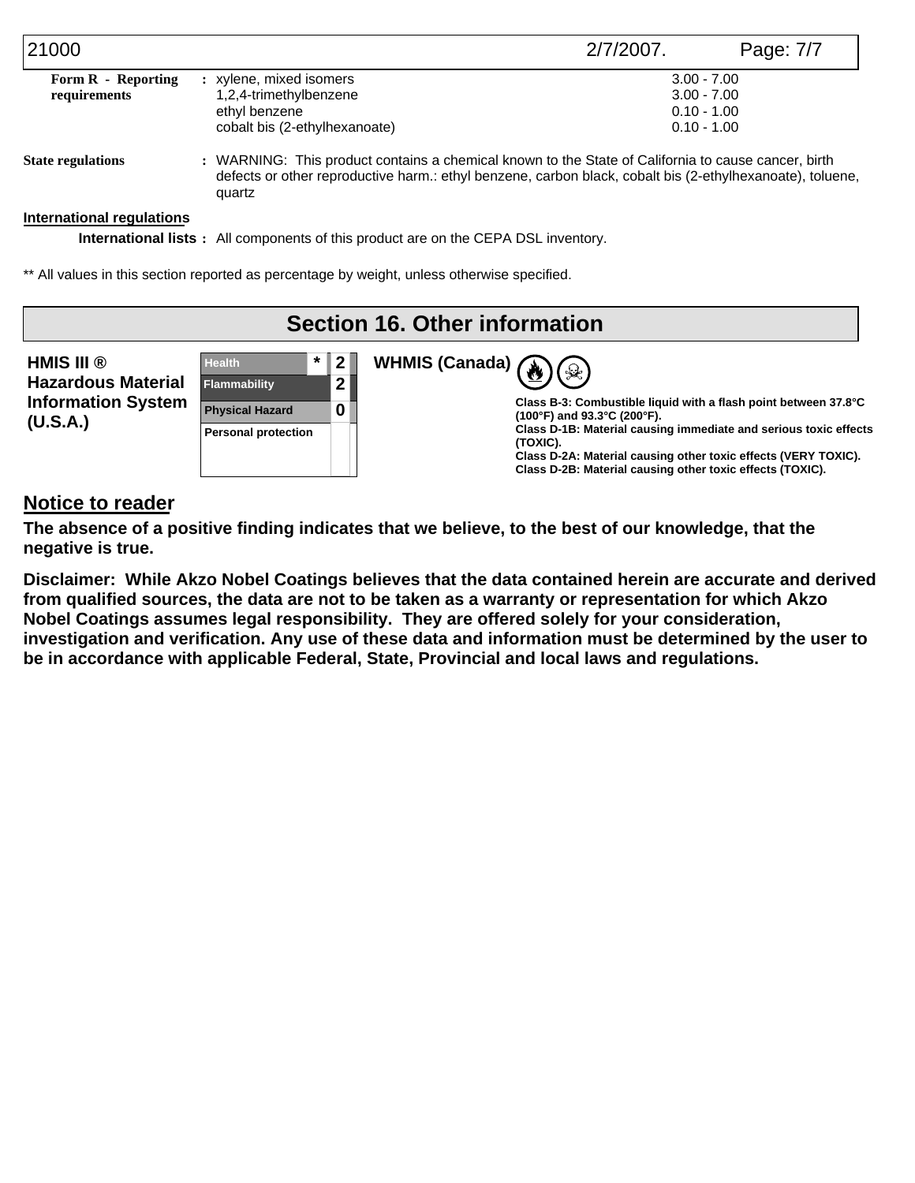**Form R - Reporting requirements** : 

| | |
|---|---|
| xylene, mixed isomers | 3.00 - 7.00 |
| 1,2,4-trimethylbenzene | 3.00 - 7.00 |
| ethyl benzene | 0.10 - 1.00 |
| cobalt bis (2-ethylhexanoate) | 0.10 - 1.00 |

**State regulations** : WARNING: This product contains a chemical known to the State of California to cause cancer, birth defects or other reproductive harm.: ethyl benzene, carbon black, cobalt bis (2-ethylhexanoate), toluene, quartz

**International regulations**

**International lists :** All components of this product are on the CEPA DSL inventory.

** All values in this section reported as percentage by weight, unless otherwise specified.

## Section 16. Other information

**HMIS III ® Hazardous Material Information System (U.S.A.)**

| | | |
|---|---|---|
| Health | * | 2 |
| Flammability | | 2 |
| Physical Hazard | | 0 |
| Personal protection | | |

**WHMIS (Canada)**

**Class B-3: Combustible liquid with a flash point between 37.8°C (100°F) and 93.3°C (200°F).**
**Class D-1B: Material causing immediate and serious toxic effects (TOXIC).**
**Class D-2A: Material causing other toxic effects (VERY TOXIC).**
**Class D-2B: Material causing other toxic effects (TOXIC).**

## Notice to reader

**The absence of a positive finding indicates that we believe, to the best of our knowledge, that the negative is true.**

**Disclaimer: While Akzo Nobel Coatings believes that the data contained herein are accurate and derived from qualified sources, the data are not to be taken as a warranty or representation for which Akzo Nobel Coatings assumes legal responsibility. They are offered solely for your consideration, investigation and verification. Any use of these data and information must be determined by the user to be in accordance with applicable Federal, State, Provincial and local laws and regulations.**